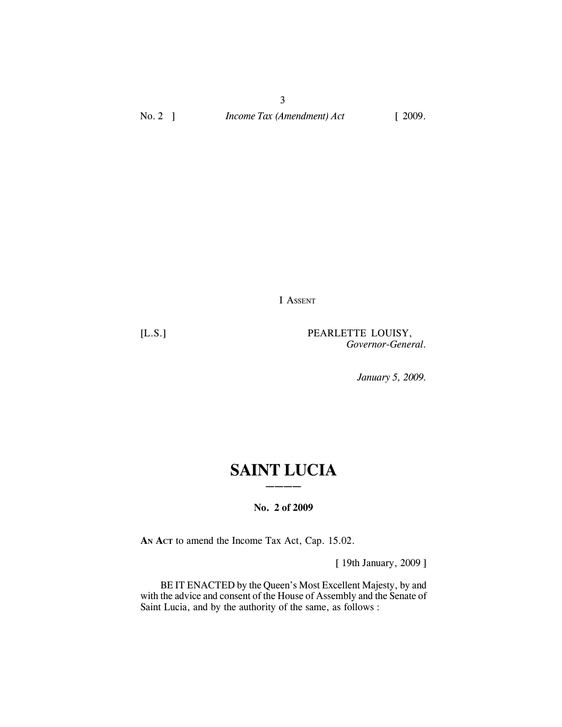I ASSENT

[L.S.] PEARLETTE LOUISY,
*Governor-General.*

*January 5, 2009.*

# SAINT LUCIA

**No. 2 of 2009**

**AN ACT** to amend the Income Tax Act, Cap. 15.02.

[ 19th January, 2009 ]

BE IT ENACTED by the Queen's Most Excellent Majesty, by and with the advice and consent of the House of Assembly and the Senate of Saint Lucia, and by the authority of the same, as follows :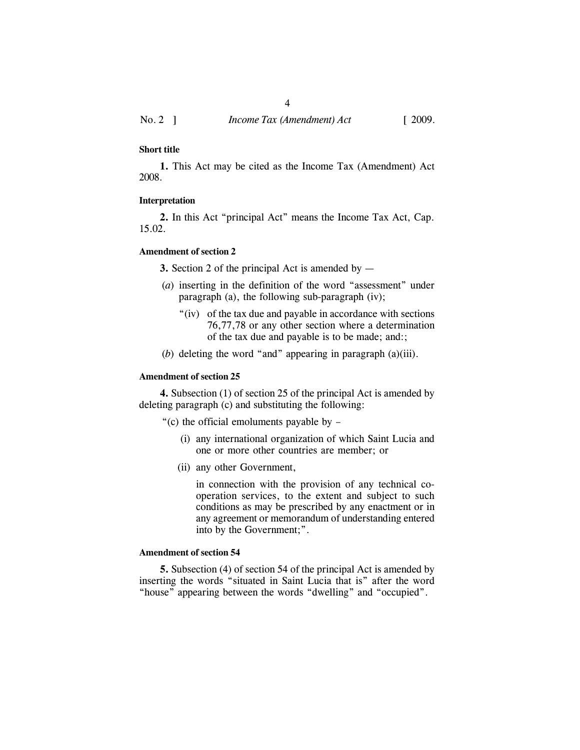**Short title**

**1.** This Act may be cited as the Income Tax (Amendment) Act 2008.

**Interpretation**

**2.** In this Act "principal Act" means the Income Tax Act, Cap. 15.02.

**Amendment of section 2**

**3.** Section 2 of the principal Act is amended by —

(*a*) inserting in the definition of the word "assessment" under paragraph (a), the following sub-paragraph (iv);

"(iv) of the tax due and payable in accordance with sections 76,77,78 or any other section where a determination of the tax due and payable is to be made; and:;

(*b*) deleting the word "and" appearing in paragraph (a)(iii).

**Amendment of section 25**

**4.** Subsection (1) of section 25 of the principal Act is amended by deleting paragraph (c) and substituting the following:

"(c) the official emoluments payable by –

(i) any international organization of which Saint Lucia and one or more other countries are member; or

(ii) any other Government,

in connection with the provision of any technical co-operation services, to the extent and subject to such conditions as may be prescribed by any enactment or in any agreement or memorandum of understanding entered into by the Government;".

**Amendment of section 54**

**5.** Subsection (4) of section 54 of the principal Act is amended by inserting the words "situated in Saint Lucia that is" after the word "house" appearing between the words "dwelling" and "occupied".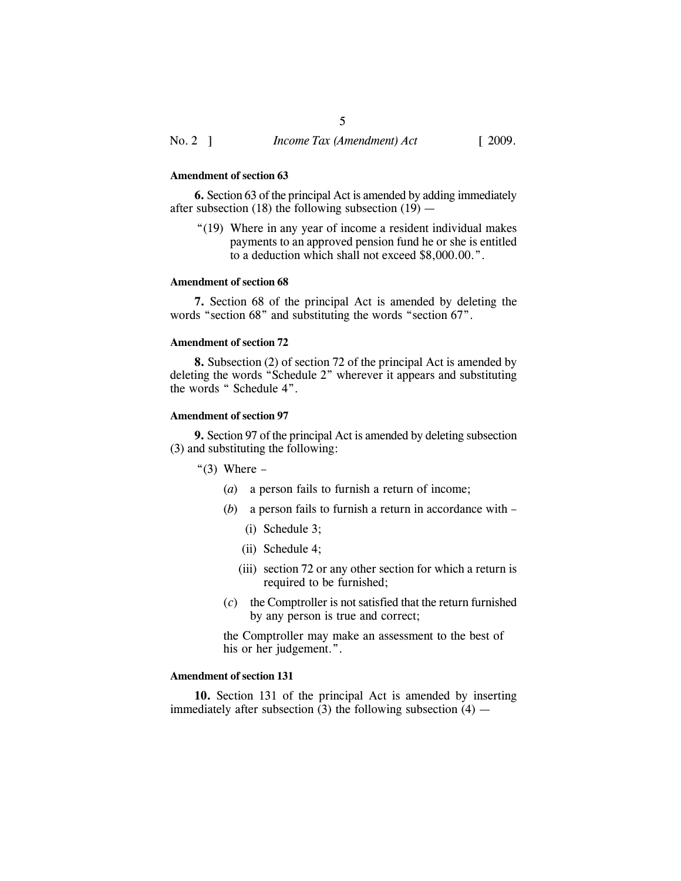**Amendment of section 63**

**6.** Section 63 of the principal Act is amended by adding immediately after subsection (18) the following subsection (19) —

> "(19) Where in any year of income a resident individual makes payments to an approved pension fund he or she is entitled to a deduction which shall not exceed $8,000.00.".

**Amendment of section 68**

**7.** Section 68 of the principal Act is amended by deleting the words "section 68" and substituting the words "section 67".

**Amendment of section 72**

**8.** Subsection (2) of section 72 of the principal Act is amended by deleting the words "Schedule 2" wherever it appears and substituting the words " Schedule 4".

**Amendment of section 97**

**9.** Section 97 of the principal Act is amended by deleting subsection (3) and substituting the following:

"(3) Where –

(*a*) a person fails to furnish a return of income;

(*b*) a person fails to furnish a return in accordance with –

(i) Schedule 3;

(ii) Schedule 4;

(iii) section 72 or any other section for which a return is required to be furnished;

(*c*) the Comptroller is not satisfied that the return furnished by any person is true and correct;

the Comptroller may make an assessment to the best of his or her judgement.".

**Amendment of section 131**

**10.** Section 131 of the principal Act is amended by inserting immediately after subsection (3) the following subsection (4) —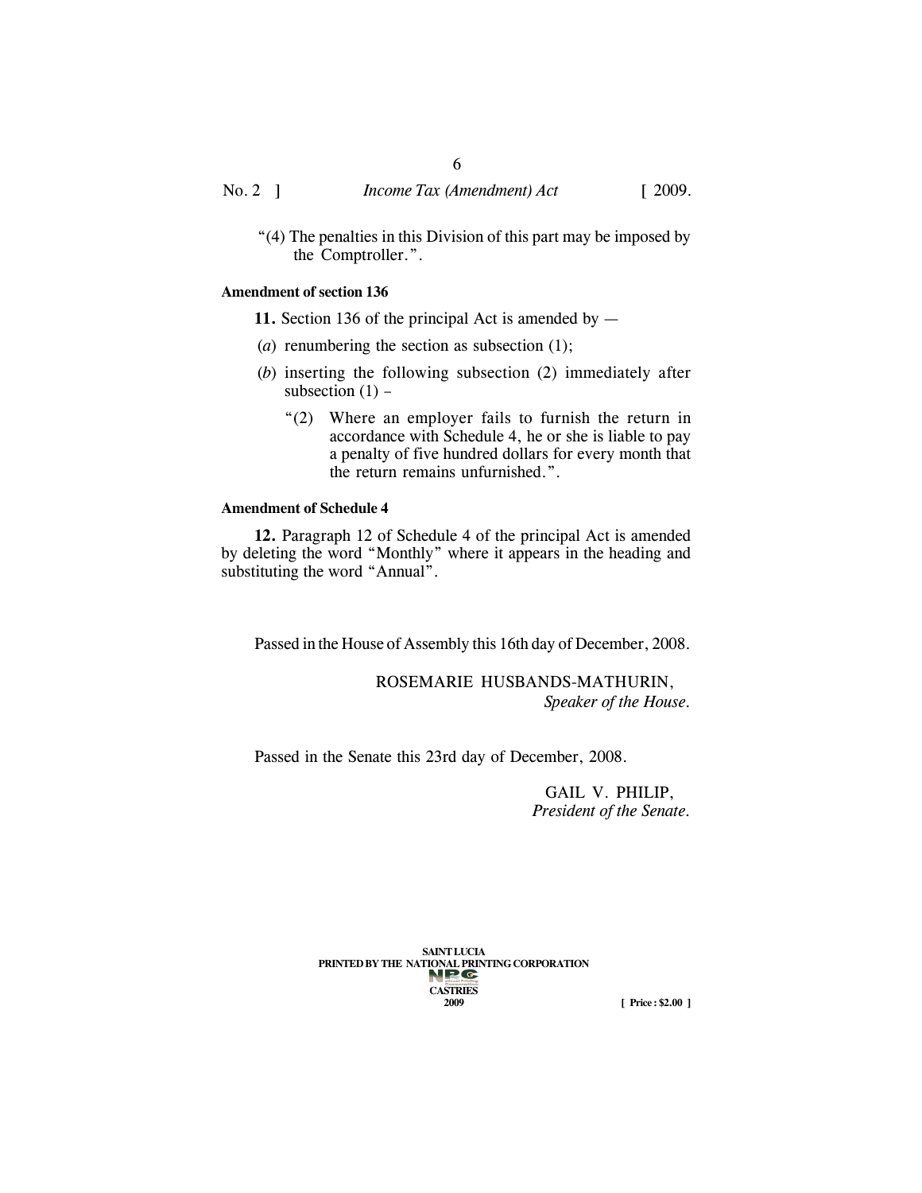"(4) The penalties in this Division of this part may be imposed by the Comptroller.".

**Amendment of section 136**

**11.** Section 136 of the principal Act is amended by —

(*a*) renumbering the section as subsection (1);

(*b*) inserting the following subsection (2) immediately after subsection (1) –

"(2) Where an employer fails to furnish the return in accordance with Schedule 4, he or she is liable to pay a penalty of five hundred dollars for every month that the return remains unfurnished.".

**Amendment of Schedule 4**

**12.** Paragraph 12 of Schedule 4 of the principal Act is amended by deleting the word "Monthly" where it appears in the heading and substituting the word "Annual".

Passed in the House of Assembly this 16th day of December, 2008.

ROSEMARIE HUSBANDS-MATHURIN,
*Speaker of the House.*

Passed in the Senate this 23rd day of December, 2008.

GAIL V. PHILIP,
*President of the Senate.*

**SAINT LUCIA**
**PRINTED BY THE NATIONAL PRINTING CORPORATION**
**CASTRIES**
**2009**

**[ Price : $2.00 ]**